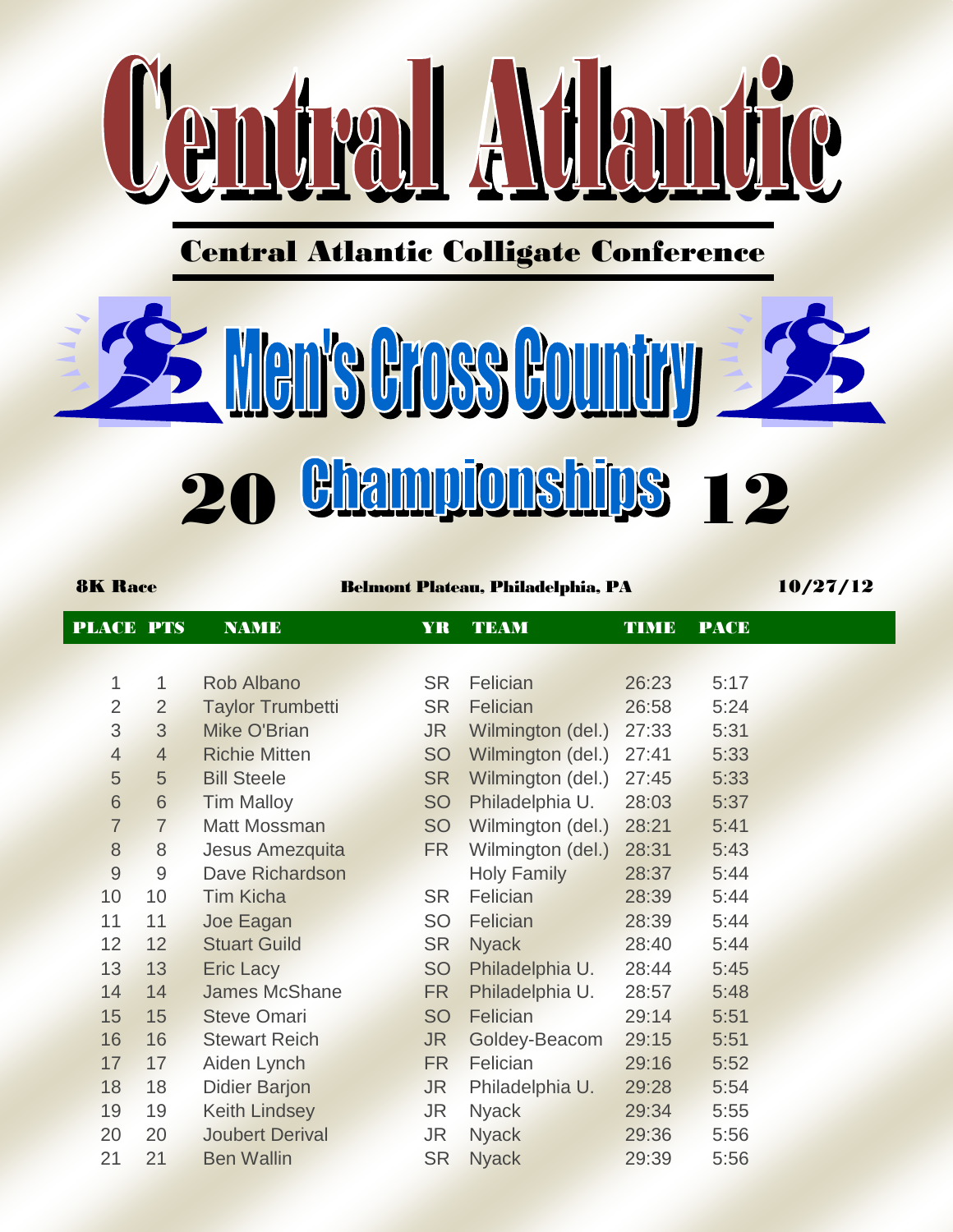# Central Atlantic

## Central Atlantic Colligate Conference

## Men's Cross Country

## 20 Championships 12

**8K Race** **Belmont Plateau, Philadelphia, PA** **10/27/12**

| PLACE | PTS | NAME | YR | TEAM | TIME | PACE |
|---|---|---|---|---|---|---|
| 1 | 1 | Rob Albano | SR | Felician | 26:23 | 5:17 |
| 2 | 2 | Taylor Trumbetti | SR | Felician | 26:58 | 5:24 |
| 3 | 3 | Mike O'Brian | JR | Wilmington (del.) | 27:33 | 5:31 |
| 4 | 4 | Richie Mitten | SO | Wilmington (del.) | 27:41 | 5:33 |
| 5 | 5 | Bill Steele | SR | Wilmington (del.) | 27:45 | 5:33 |
| 6 | 6 | Tim Malloy | SO | Philadelphia U. | 28:03 | 5:37 |
| 7 | 7 | Matt Mossman | SO | Wilmington (del.) | 28:21 | 5:41 |
| 8 | 8 | Jesus Amezquita | FR | Wilmington (del.) | 28:31 | 5:43 |
| 9 | 9 | Dave Richardson | | Holy Family | 28:37 | 5:44 |
| 10 | 10 | Tim Kicha | SR | Felician | 28:39 | 5:44 |
| 11 | 11 | Joe Eagan | SO | Felician | 28:39 | 5:44 |
| 12 | 12 | Stuart Guild | SR | Nyack | 28:40 | 5:44 |
| 13 | 13 | Eric Lacy | SO | Philadelphia U. | 28:44 | 5:45 |
| 14 | 14 | James McShane | FR | Philadelphia U. | 28:57 | 5:48 |
| 15 | 15 | Steve Omari | SO | Felician | 29:14 | 5:51 |
| 16 | 16 | Stewart Reich | JR | Goldey-Beacom | 29:15 | 5:51 |
| 17 | 17 | Aiden Lynch | FR | Felician | 29:16 | 5:52 |
| 18 | 18 | Didier Barjon | JR | Philadelphia U. | 29:28 | 5:54 |
| 19 | 19 | Keith Lindsey | JR | Nyack | 29:34 | 5:55 |
| 20 | 20 | Joubert Derival | JR | Nyack | 29:36 | 5:56 |
| 21 | 21 | Ben Wallin | SR | Nyack | 29:39 | 5:56 |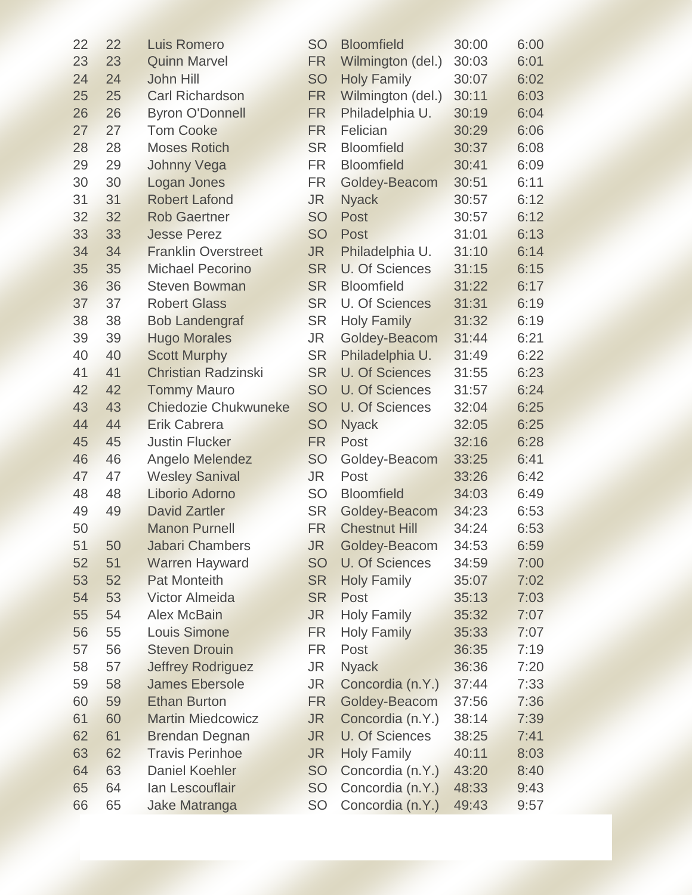| | | | | | | |
|---|---|---|---|---|---|---|
| 22 | 22 | Luis Romero | SO | Bloomfield | 30:00 | 6:00 |
| 23 | 23 | Quinn Marvel | FR | Wilmington (del.) | 30:03 | 6:01 |
| 24 | 24 | John Hill | SO | Holy Family | 30:07 | 6:02 |
| 25 | 25 | Carl Richardson | FR | Wilmington (del.) | 30:11 | 6:03 |
| 26 | 26 | Byron O'Donnell | FR | Philadelphia U. | 30:19 | 6:04 |
| 27 | 27 | Tom Cooke | FR | Felician | 30:29 | 6:06 |
| 28 | 28 | Moses Rotich | SR | Bloomfield | 30:37 | 6:08 |
| 29 | 29 | Johnny Vega | FR | Bloomfield | 30:41 | 6:09 |
| 30 | 30 | Logan Jones | FR | Goldey-Beacom | 30:51 | 6:11 |
| 31 | 31 | Robert Lafond | JR | Nyack | 30:57 | 6:12 |
| 32 | 32 | Rob Gaertner | SO | Post | 30:57 | 6:12 |
| 33 | 33 | Jesse Perez | SO | Post | 31:01 | 6:13 |
| 34 | 34 | Franklin Overstreet | JR | Philadelphia U. | 31:10 | 6:14 |
| 35 | 35 | Michael Pecorino | SR | U. Of Sciences | 31:15 | 6:15 |
| 36 | 36 | Steven Bowman | SR | Bloomfield | 31:22 | 6:17 |
| 37 | 37 | Robert Glass | SR | U. Of Sciences | 31:31 | 6:19 |
| 38 | 38 | Bob Landengraf | SR | Holy Family | 31:32 | 6:19 |
| 39 | 39 | Hugo Morales | JR | Goldey-Beacom | 31:44 | 6:21 |
| 40 | 40 | Scott Murphy | SR | Philadelphia U. | 31:49 | 6:22 |
| 41 | 41 | Christian Radzinski | SR | U. Of Sciences | 31:55 | 6:23 |
| 42 | 42 | Tommy Mauro | SO | U. Of Sciences | 31:57 | 6:24 |
| 43 | 43 | Chiedozie Chukwuneke | SO | U. Of Sciences | 32:04 | 6:25 |
| 44 | 44 | Erik Cabrera | SO | Nyack | 32:05 | 6:25 |
| 45 | 45 | Justin Flucker | FR | Post | 32:16 | 6:28 |
| 46 | 46 | Angelo Melendez | SO | Goldey-Beacom | 33:25 | 6:41 |
| 47 | 47 | Wesley Sanival | JR | Post | 33:26 | 6:42 |
| 48 | 48 | Liborio Adorno | SO | Bloomfield | 34:03 | 6:49 |
| 49 | 49 | David Zartler | SR | Goldey-Beacom | 34:23 | 6:53 |
| 50 | | Manon Purnell | FR | Chestnut Hill | 34:24 | 6:53 |
| 51 | 50 | Jabari Chambers | JR | Goldey-Beacom | 34:53 | 6:59 |
| 52 | 51 | Warren Hayward | SO | U. Of Sciences | 34:59 | 7:00 |
| 53 | 52 | Pat Monteith | SR | Holy Family | 35:07 | 7:02 |
| 54 | 53 | Victor Almeida | SR | Post | 35:13 | 7:03 |
| 55 | 54 | Alex McBain | JR | Holy Family | 35:32 | 7:07 |
| 56 | 55 | Louis Simone | FR | Holy Family | 35:33 | 7:07 |
| 57 | 56 | Steven Drouin | FR | Post | 36:35 | 7:19 |
| 58 | 57 | Jeffrey Rodriguez | JR | Nyack | 36:36 | 7:20 |
| 59 | 58 | James Ebersole | JR | Concordia (n.Y.) | 37:44 | 7:33 |
| 60 | 59 | Ethan Burton | FR | Goldey-Beacom | 37:56 | 7:36 |
| 61 | 60 | Martin Miedcowicz | JR | Concordia (n.Y.) | 38:14 | 7:39 |
| 62 | 61 | Brendan Degnan | JR | U. Of Sciences | 38:25 | 7:41 |
| 63 | 62 | Travis Perinhoe | JR | Holy Family | 40:11 | 8:03 |
| 64 | 63 | Daniel Koehler | SO | Concordia (n.Y.) | 43:20 | 8:40 |
| 65 | 64 | Ian Lescouflair | SO | Concordia (n.Y.) | 48:33 | 9:43 |
| 66 | 65 | Jake Matranga | SO | Concordia (n.Y.) | 49:43 | 9:57 |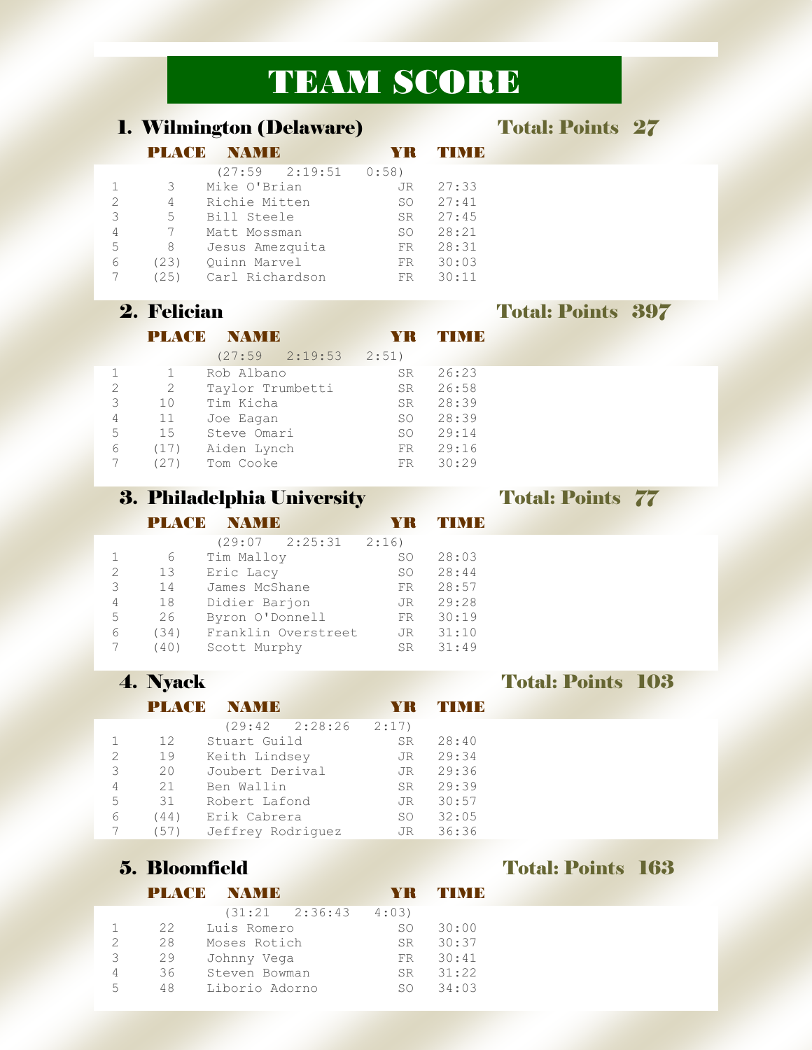# TEAM SCORE

## 1. Wilmington (Delaware)

**Total: Points 27**

(27:59 2:19:51 0:58)

| | PLACE | NAME | YR | TIME |
|---|---|---|---|---|
| 1 | 3 | Mike O'Brian | JR | 27:33 |
| 2 | 4 | Richie Mitten | SO | 27:41 |
| 3 | 5 | Bill Steele | SR | 27:45 |
| 4 | 7 | Matt Mossman | SO | 28:21 |
| 5 | 8 | Jesus Amezquita | FR | 28:31 |
| 6 | (23) | Quinn Marvel | FR | 30:03 |
| 7 | (25) | Carl Richardson | FR | 30:11 |

## 2. Felician

**Total: Points 397**

(27:59 2:19:53 2:51)

| | PLACE | NAME | YR | TIME |
|---|---|---|---|---|
| 1 | 1 | Rob Albano | SR | 26:23 |
| 2 | 2 | Taylor Trumbetti | SR | 26:58 |
| 3 | 10 | Tim Kicha | SR | 28:39 |
| 4 | 11 | Joe Eagan | SO | 28:39 |
| 5 | 15 | Steve Omari | SO | 29:14 |
| 6 | (17) | Aiden Lynch | FR | 29:16 |
| 7 | (27) | Tom Cooke | FR | 30:29 |

## 3. Philadelphia University

**Total: Points 77**

(29:07 2:25:31 2:16)

| | PLACE | NAME | YR | TIME |
|---|---|---|---|---|
| 1 | 6 | Tim Malloy | SO | 28:03 |
| 2 | 13 | Eric Lacy | SO | 28:44 |
| 3 | 14 | James McShane | FR | 28:57 |
| 4 | 18 | Didier Barjon | JR | 29:28 |
| 5 | 26 | Byron O'Donnell | FR | 30:19 |
| 6 | (34) | Franklin Overstreet | JR | 31:10 |
| 7 | (40) | Scott Murphy | SR | 31:49 |

## 4. Nyack

**Total: Points 103**

(29:42 2:28:26 2:17)

| | PLACE | NAME | YR | TIME |
|---|---|---|---|---|
| 1 | 12 | Stuart Guild | SR | 28:40 |
| 2 | 19 | Keith Lindsey | JR | 29:34 |
| 3 | 20 | Joubert Derival | JR | 29:36 |
| 4 | 21 | Ben Wallin | SR | 29:39 |
| 5 | 31 | Robert Lafond | JR | 30:57 |
| 6 | (44) | Erik Cabrera | SO | 32:05 |
| 7 | (57) | Jeffrey Rodriguez | JR | 36:36 |

## 5. Bloomfield

**Total: Points 163**

(31:21 2:36:43 4:03)

| | PLACE | NAME | YR | TIME |
|---|---|---|---|---|
| 1 | 22 | Luis Romero | SO | 30:00 |
| 2 | 28 | Moses Rotich | SR | 30:37 |
| 3 | 29 | Johnny Vega | FR | 30:41 |
| 4 | 36 | Steven Bowman | SR | 31:22 |
| 5 | 48 | Liborio Adorno | SO | 34:03 |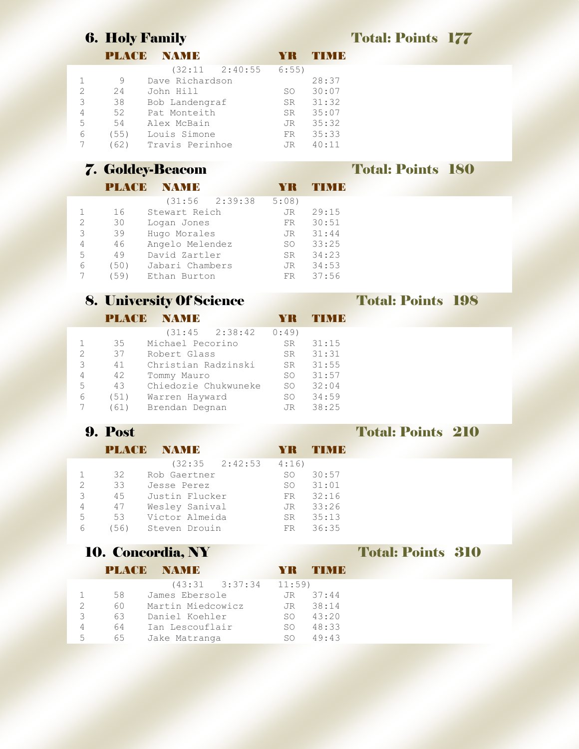## 6. Holy Family — Total: Points 177

| | PLACE | NAME | YR | TIME |
|---|---|---|---|---|
| | | (32:11  2:40:55 | 6:55) | |
| 1 | 9 | Dave Richardson | | 28:37 |
| 2 | 24 | John Hill | SO | 30:07 |
| 3 | 38 | Bob Landengraf | SR | 31:32 |
| 4 | 52 | Pat Monteith | SR | 35:07 |
| 5 | 54 | Alex McBain | JR | 35:32 |
| 6 | (55) | Louis Simone | FR | 35:33 |
| 7 | (62) | Travis Perinhoe | JR | 40:11 |

## 7. Goldey-Beacom — Total: Points 180

| | PLACE | NAME | YR | TIME |
|---|---|---|---|---|
| | | (31:56  2:39:38 | 5:08) | |
| 1 | 16 | Stewart Reich | JR | 29:15 |
| 2 | 30 | Logan Jones | FR | 30:51 |
| 3 | 39 | Hugo Morales | JR | 31:44 |
| 4 | 46 | Angelo Melendez | SO | 33:25 |
| 5 | 49 | David Zartler | SR | 34:23 |
| 6 | (50) | Jabari Chambers | JR | 34:53 |
| 7 | (59) | Ethan Burton | FR | 37:56 |

## 8. University Of Science — Total: Points 198

| | PLACE | NAME | YR | TIME |
|---|---|---|---|---|
| | | (31:45  2:38:42 | 0:49) | |
| 1 | 35 | Michael Pecorino | SR | 31:15 |
| 2 | 37 | Robert Glass | SR | 31:31 |
| 3 | 41 | Christian Radzinski | SR | 31:55 |
| 4 | 42 | Tommy Mauro | SO | 31:57 |
| 5 | 43 | Chiedozie Chukwuneke | SO | 32:04 |
| 6 | (51) | Warren Hayward | SO | 34:59 |
| 7 | (61) | Brendan Degnan | JR | 38:25 |

## 9. Post — Total: Points 210

| | PLACE | NAME | YR | TIME |
|---|---|---|---|---|
| | | (32:35  2:42:53 | 4:16) | |
| 1 | 32 | Rob Gaertner | SO | 30:57 |
| 2 | 33 | Jesse Perez | SO | 31:01 |
| 3 | 45 | Justin Flucker | FR | 32:16 |
| 4 | 47 | Wesley Sanival | JR | 33:26 |
| 5 | 53 | Victor Almeida | SR | 35:13 |
| 6 | (56) | Steven Drouin | FR | 36:35 |

## 10. Concordia, NY — Total: Points 310

| | PLACE | NAME | YR | TIME |
|---|---|---|---|---|
| | | (43:31  3:37:34 | 11:59) | |
| 1 | 58 | James Ebersole | JR | 37:44 |
| 2 | 60 | Martin Miedcowicz | JR | 38:14 |
| 3 | 63 | Daniel Koehler | SO | 43:20 |
| 4 | 64 | Ian Lescouflair | SO | 48:33 |
| 5 | 65 | Jake Matranga | SO | 49:43 |